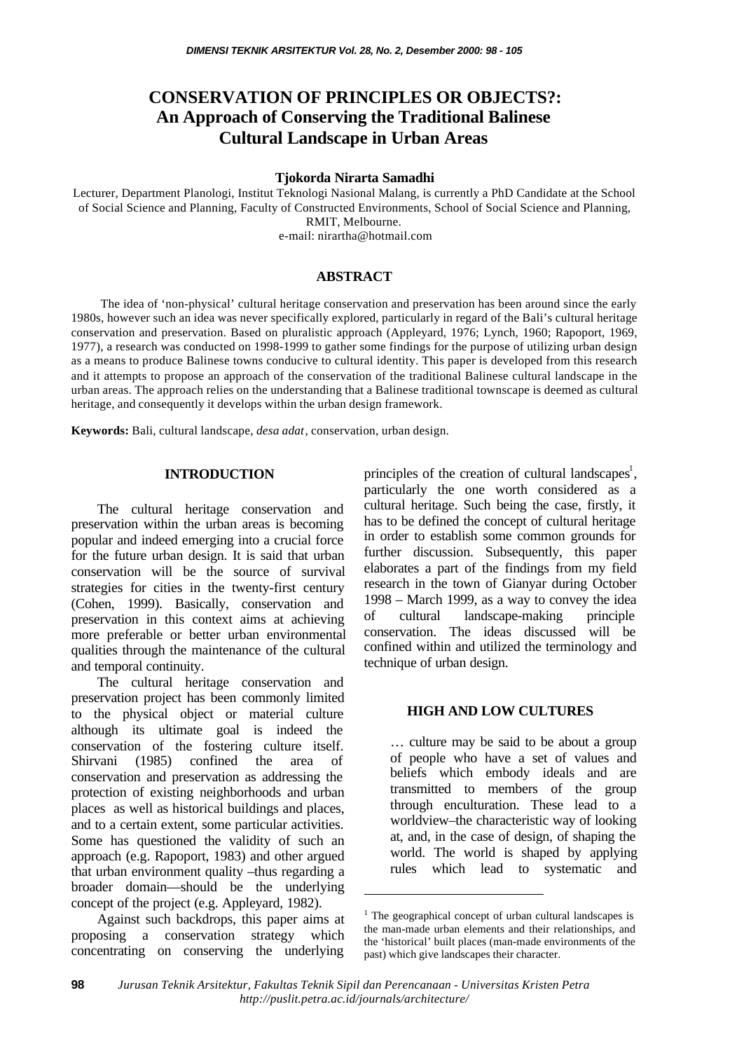# CONSERVATION OF PRINCIPLES OR OBJECTS?: An Approach of Conserving the Traditional Balinese Cultural Landscape in Urban Areas

**Tjokorda Nirarta Samadhi**

Lecturer, Department Planologi, Institut Teknologi Nasional Malang, is currently a PhD Candidate at the School of Social Science and Planning, Faculty of Constructed Environments, School of Social Science and Planning, RMIT, Melbourne.
e-mail: nirartha@hotmail.com

## ABSTRACT

The idea of 'non-physical' cultural heritage conservation and preservation has been around since the early 1980s, however such an idea was never specifically explored, particularly in regard of the Bali's cultural heritage conservation and preservation. Based on pluralistic approach (Appleyard, 1976; Lynch, 1960; Rapoport, 1969, 1977), a research was conducted on 1998-1999 to gather some findings for the purpose of utilizing urban design as a means to produce Balinese towns conducive to cultural identity. This paper is developed from this research and it attempts to propose an approach of the conservation of the traditional Balinese cultural landscape in the urban areas. The approach relies on the understanding that a Balinese traditional townscape is deemed as cultural heritage, and consequently it develops within the urban design framework.

**Keywords:** Bali, cultural landscape, *desa adat*, conservation, urban design.

## INTRODUCTION

The cultural heritage conservation and preservation within the urban areas is becoming popular and indeed emerging into a crucial force for the future urban design. It is said that urban conservation will be the source of survival strategies for cities in the twenty-first century (Cohen, 1999). Basically, conservation and preservation in this context aims at achieving more preferable or better urban environmental qualities through the maintenance of the cultural and temporal continuity.

The cultural heritage conservation and preservation project has been commonly limited to the physical object or material culture although its ultimate goal is indeed the conservation of the fostering culture itself. Shirvani (1985) confined the area of conservation and preservation as addressing the protection of existing neighborhoods and urban places as well as historical buildings and places, and to a certain extent, some particular activities. Some has questioned the validity of such an approach (e.g. Rapoport, 1983) and other argued that urban environment quality –thus regarding a broader domain—should be the underlying concept of the project (e.g. Appleyard, 1982).

Against such backdrops, this paper aims at proposing a conservation strategy which concentrating on conserving the underlying principles of the creation of cultural landscapes[1], particularly the one worth considered as a cultural heritage. Such being the case, firstly, it has to be defined the concept of cultural heritage in order to establish some common grounds for further discussion. Subsequently, this paper elaborates a part of the findings from my field research in the town of Gianyar during October 1998 – March 1999, as a way to convey the idea of cultural landscape-making principle conservation. The ideas discussed will be confined within and utilized the terminology and technique of urban design.

## HIGH AND LOW CULTURES

> … culture may be said to be about a group of people who have a set of values and beliefs which embody ideals and are transmitted to members of the group through enculturation. These lead to a worldview–the characteristic way of looking at, and, in the case of design, of shaping the world. The world is shaped by applying rules which lead to systematic and

[1] The geographical concept of urban cultural landscapes is the man-made urban elements and their relationships, and the 'historical' built places (man-made environments of the past) which give landscapes their character.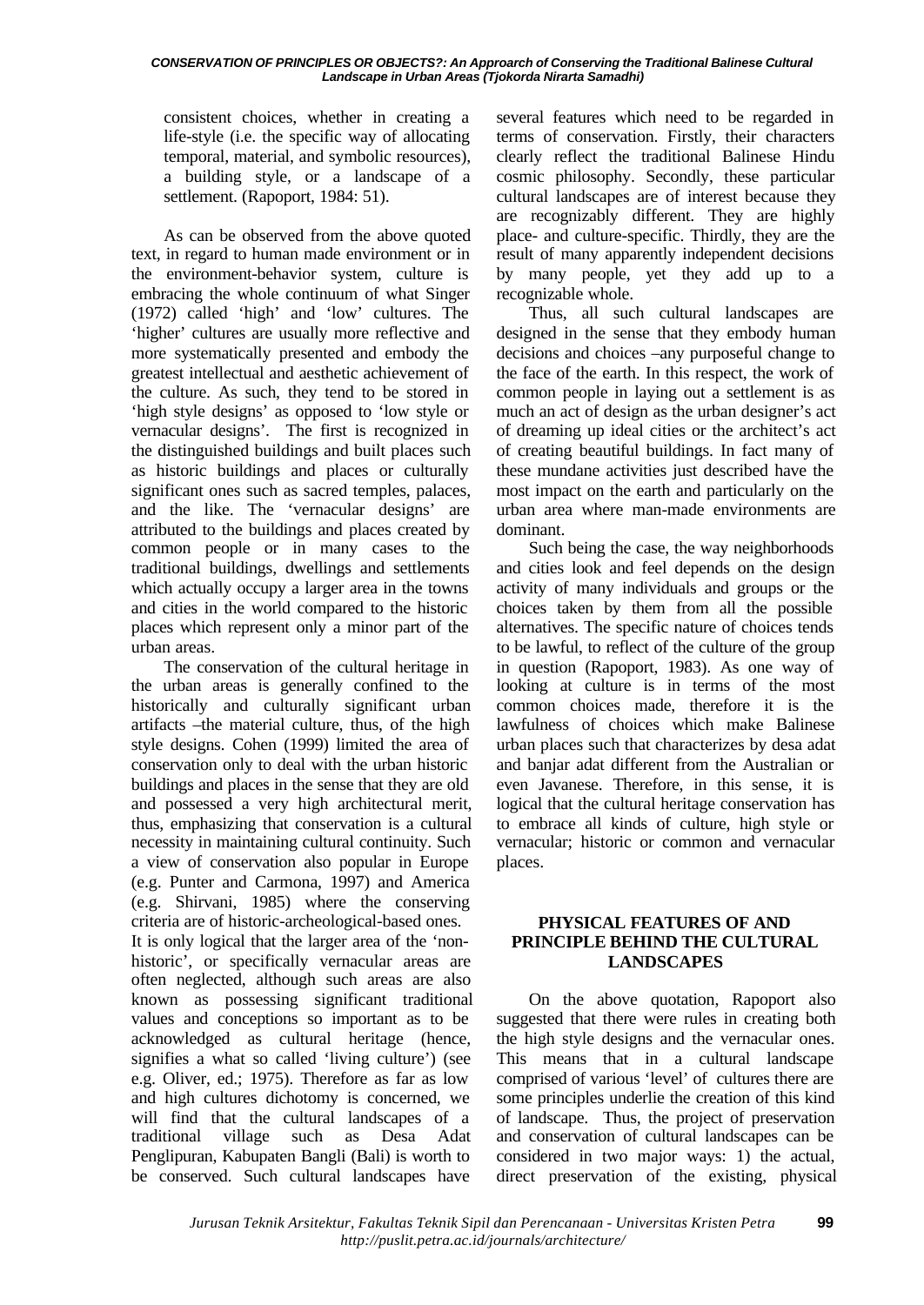consistent choices, whether in creating a life-style (i.e. the specific way of allocating temporal, material, and symbolic resources), a building style, or a landscape of a settlement. (Rapoport, 1984: 51).

As can be observed from the above quoted text, in regard to human made environment or in the environment-behavior system, culture is embracing the whole continuum of what Singer (1972) called 'high' and 'low' cultures. The 'higher' cultures are usually more reflective and more systematically presented and embody the greatest intellectual and aesthetic achievement of the culture. As such, they tend to be stored in 'high style designs' as opposed to 'low style or vernacular designs'. The first is recognized in the distinguished buildings and built places such as historic buildings and places or culturally significant ones such as sacred temples, palaces, and the like. The 'vernacular designs' are attributed to the buildings and places created by common people or in many cases to the traditional buildings, dwellings and settlements which actually occupy a larger area in the towns and cities in the world compared to the historic places which represent only a minor part of the urban areas.

The conservation of the cultural heritage in the urban areas is generally confined to the historically and culturally significant urban artifacts –the material culture, thus, of the high style designs. Cohen (1999) limited the area of conservation only to deal with the urban historic buildings and places in the sense that they are old and possessed a very high architectural merit, thus, emphasizing that conservation is a cultural necessity in maintaining cultural continuity. Such a view of conservation also popular in Europe (e.g. Punter and Carmona, 1997) and America (e.g. Shirvani, 1985) where the conserving criteria are of historic-archeological-based ones. It is only logical that the larger area of the 'non-historic', or specifically vernacular areas are often neglected, although such areas are also known as possessing significant traditional values and conceptions so important as to be acknowledged as cultural heritage (hence, signifies a what so called 'living culture') (see e.g. Oliver, ed.; 1975). Therefore as far as low and high cultures dichotomy is concerned, we will find that the cultural landscapes of a traditional village such as Desa Adat Penglipuran, Kabupaten Bangli (Bali) is worth to be conserved. Such cultural landscapes have several features which need to be regarded in terms of conservation. Firstly, their characters clearly reflect the traditional Balinese Hindu cosmic philosophy. Secondly, these particular cultural landscapes are of interest because they are recognizably different. They are highly place- and culture-specific. Thirdly, they are the result of many apparently independent decisions by many people, yet they add up to a recognizable whole.

Thus, all such cultural landscapes are designed in the sense that they embody human decisions and choices –any purposeful change to the face of the earth. In this respect, the work of common people in laying out a settlement is as much an act of design as the urban designer's act of dreaming up ideal cities or the architect's act of creating beautiful buildings. In fact many of these mundane activities just described have the most impact on the earth and particularly on the urban area where man-made environments are dominant.

Such being the case, the way neighborhoods and cities look and feel depends on the design activity of many individuals and groups or the choices taken by them from all the possible alternatives. The specific nature of choices tends to be lawful, to reflect of the culture of the group in question (Rapoport, 1983). As one way of looking at culture is in terms of the most common choices made, therefore it is the lawfulness of choices which make Balinese urban places such that characterizes by desa adat and banjar adat different from the Australian or even Javanese. Therefore, in this sense, it is logical that the cultural heritage conservation has to embrace all kinds of culture, high style or vernacular; historic or common and vernacular places.

## PHYSICAL FEATURES OF AND PRINCIPLE BEHIND THE CULTURAL LANDSCAPES

On the above quotation, Rapoport also suggested that there were rules in creating both the high style designs and the vernacular ones. This means that in a cultural landscape comprised of various 'level' of cultures there are some principles underlie the creation of this kind of landscape. Thus, the project of preservation and conservation of cultural landscapes can be considered in two major ways: 1) the actual, direct preservation of the existing, physical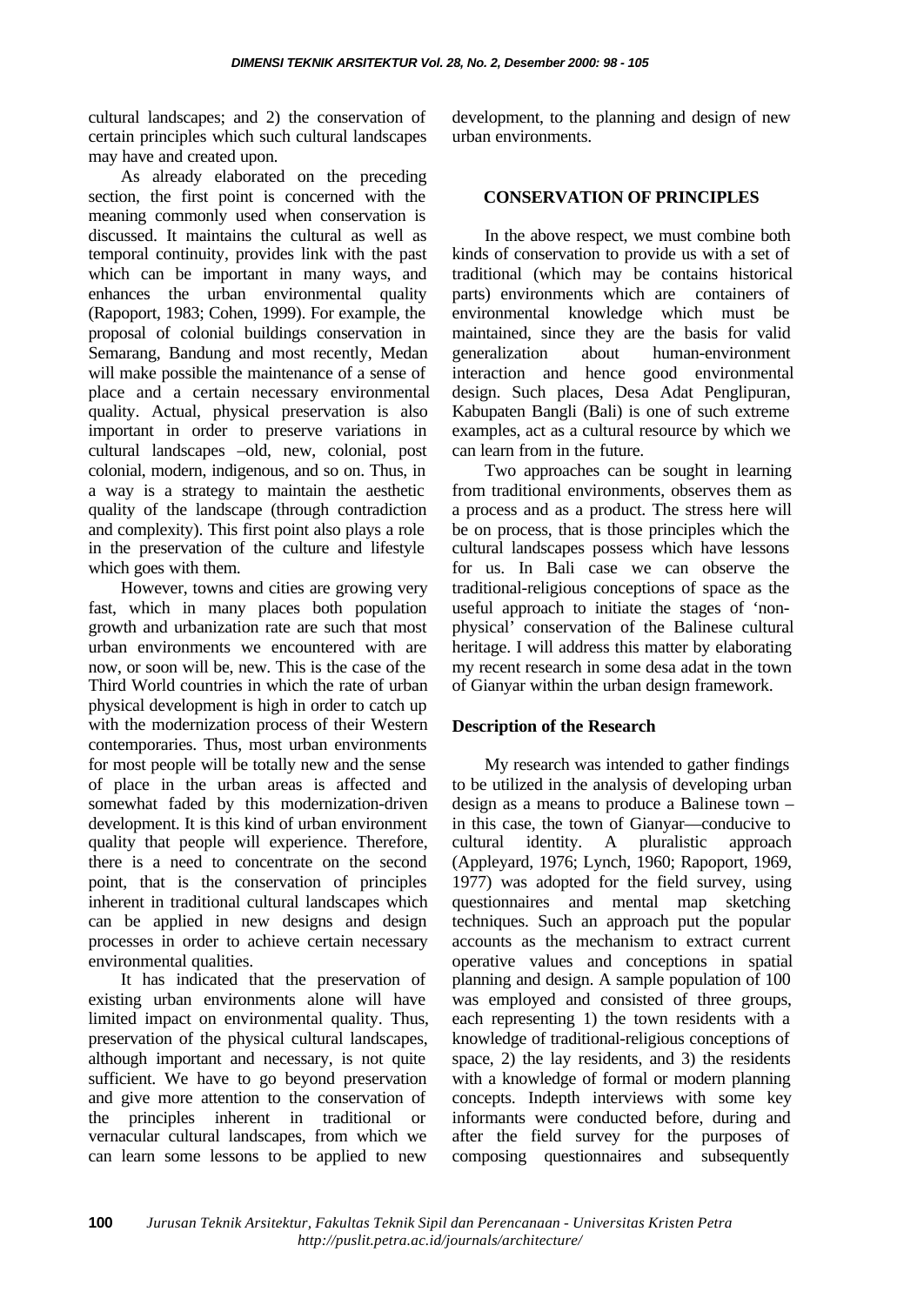cultural landscapes; and 2) the conservation of certain principles which such cultural landscapes may have and created upon.

As already elaborated on the preceding section, the first point is concerned with the meaning commonly used when conservation is discussed. It maintains the cultural as well as temporal continuity, provides link with the past which can be important in many ways, and enhances the urban environmental quality (Rapoport, 1983; Cohen, 1999). For example, the proposal of colonial buildings conservation in Semarang, Bandung and most recently, Medan will make possible the maintenance of a sense of place and a certain necessary environmental quality. Actual, physical preservation is also important in order to preserve variations in cultural landscapes –old, new, colonial, post colonial, modern, indigenous, and so on. Thus, in a way is a strategy to maintain the aesthetic quality of the landscape (through contradiction and complexity). This first point also plays a role in the preservation of the culture and lifestyle which goes with them.

However, towns and cities are growing very fast, which in many places both population growth and urbanization rate are such that most urban environments we encountered with are now, or soon will be, new. This is the case of the Third World countries in which the rate of urban physical development is high in order to catch up with the modernization process of their Western contemporaries. Thus, most urban environments for most people will be totally new and the sense of place in the urban areas is affected and somewhat faded by this modernization-driven development. It is this kind of urban environment quality that people will experience. Therefore, there is a need to concentrate on the second point, that is the conservation of principles inherent in traditional cultural landscapes which can be applied in new designs and design processes in order to achieve certain necessary environmental qualities.

It has indicated that the preservation of existing urban environments alone will have limited impact on environmental quality. Thus, preservation of the physical cultural landscapes, although important and necessary, is not quite sufficient. We have to go beyond preservation and give more attention to the conservation of the principles inherent in traditional or vernacular cultural landscapes, from which we can learn some lessons to be applied to new development, to the planning and design of new urban environments.

## CONSERVATION OF PRINCIPLES

In the above respect, we must combine both kinds of conservation to provide us with a set of traditional (which may be contains historical parts) environments which are containers of environmental knowledge which must be maintained, since they are the basis for valid generalization about human-environment interaction and hence good environmental design. Such places, Desa Adat Penglipuran, Kabupaten Bangli (Bali) is one of such extreme examples, act as a cultural resource by which we can learn from in the future.

Two approaches can be sought in learning from traditional environments, observes them as a process and as a product. The stress here will be on process, that is those principles which the cultural landscapes possess which have lessons for us. In Bali case we can observe the traditional-religious conceptions of space as the useful approach to initiate the stages of 'non-physical' conservation of the Balinese cultural heritage. I will address this matter by elaborating my recent research in some desa adat in the town of Gianyar within the urban design framework.

### Description of the Research

My research was intended to gather findings to be utilized in the analysis of developing urban design as a means to produce a Balinese town – in this case, the town of Gianyar—conducive to cultural identity. A pluralistic approach (Appleyard, 1976; Lynch, 1960; Rapoport, 1969, 1977) was adopted for the field survey, using questionnaires and mental map sketching techniques. Such an approach put the popular accounts as the mechanism to extract current operative values and conceptions in spatial planning and design. A sample population of 100 was employed and consisted of three groups, each representing 1) the town residents with a knowledge of traditional-religious conceptions of space, 2) the lay residents, and 3) the residents with a knowledge of formal or modern planning concepts. Indepth interviews with some key informants were conducted before, during and after the field survey for the purposes of composing questionnaires and subsequently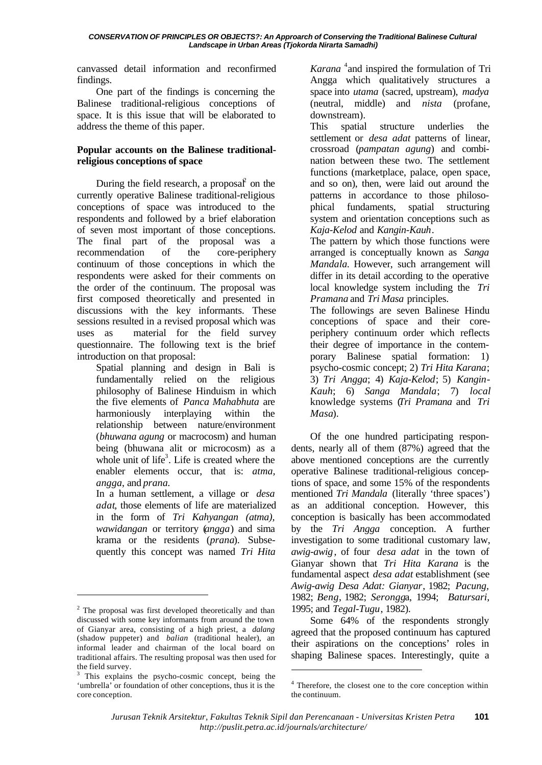canvassed detail information and reconfirmed findings.

One part of the findings is concerning the Balinese traditional-religious conceptions of space. It is this issue that will be elaborated to address the theme of this paper.

## Popular accounts on the Balinese traditional-religious conceptions of space

During the field research, a proposal[2] on the currently operative Balinese traditional-religious conceptions of space was introduced to the respondents and followed by a brief elaboration of seven most important of those conceptions. The final part of the proposal was a recommendation of the core-periphery continuum of those conceptions in which the respondents were asked for their comments on the order of the continuum. The proposal was first composed theoretically and presented in discussions with the key informants. These sessions resulted in a revised proposal which was uses as material for the field survey questionnaire. The following text is the brief introduction on that proposal:

> Spatial planning and design in Bali is fundamentally relied on the religious philosophy of Balinese Hinduism in which the five elements of *Panca Mahabhuta* are harmoniously interplaying within the relationship between nature/environment (*bhuwana agung* or macrocosm) and human being (bhuwana alit or microcosm) as a whole unit of life[3]. Life is created where the enabler elements occur, that is: *atma, angga*, and *prana*.
>
> In a human settlement, a village or *desa adat*, those elements of life are materialized in the form of *Tri Kahyangan (atma), wawidangan* or territory (*angga*) and sima krama or the residents (*prana*). Subsequently this concept was named *Tri Hita Karana* [4]and inspired the formulation of Tri Angga which qualitatively structures a space into *utama* (sacred, upstream), *madya* (neutral, middle) and *nista* (profane, downstream).
>
> This spatial structure underlies the settlement or *desa adat* patterns of linear, crossroad (*pampatan agung*) and combination between these two. The settlement functions (marketplace, palace, open space, and so on), then, were laid out around the patterns in accordance to those philosophical fundaments, spatial structuring system and orientation conceptions such as *Kaja-Kelod* and *Kangin-Kauh*.
>
> The pattern by which those functions were arranged is conceptually known as *Sanga Mandala*. However, such arrangement will differ in its detail according to the operative local knowledge system including the *Tri Pramana* and *Tri Masa* principles.
>
> The followings are seven Balinese Hindu conceptions of space and their core-periphery continuum order which reflects their degree of importance in the contemporary Balinese spatial formation: 1) psycho-cosmic concept; 2) *Tri Hita Karana*; 3) *Tri Angga*; 4) *Kaja-Kelod*; 5) *Kangin-Kauh*; 6) *Sanga Mandala*; 7) *local* knowledge systems (*Tri Pramana* and *Tri Masa*).

Of the one hundred participating respondents, nearly all of them (87%) agreed that the above mentioned conceptions are the currently operative Balinese traditional-religious conceptions of space, and some 15% of the respondents mentioned *Tri Mandala* (literally 'three spaces') as an additional conception. However, this conception is basically has been accommodated by the *Tri Angga* conception. A further investigation to some traditional customary law, *awig-awig*, of four *desa adat* in the town of Gianyar shown that *Tri Hita Karana* is the fundamental aspect *desa adat* establishment (see *Awig-awig Desa Adat: Gianyar*, 1982; *Pacung*, 1982; *Beng*, 1982; *Serongg*a, 1994; *Batursari*, 1995; and *Tegal-Tugu*, 1982).

Some 64% of the respondents strongly agreed that the proposed continuum has captured their aspirations on the conceptions' roles in shaping Balinese spaces. Interestingly, quite a

---

[2] The proposal was first developed theoretically and than discussed with some key informants from around the town of Gianyar area, consisting of a high priest, a *dalang* (shadow puppeter) and *balian* (traditional healer), an informal leader and chairman of the local board on traditional affairs. The resulting proposal was then used for the field survey.

[3] This explains the psycho-cosmic concept, being the 'umbrella' or foundation of other conceptions, thus it is the core conception.

[4] Therefore, the closest one to the core conception within the continuum.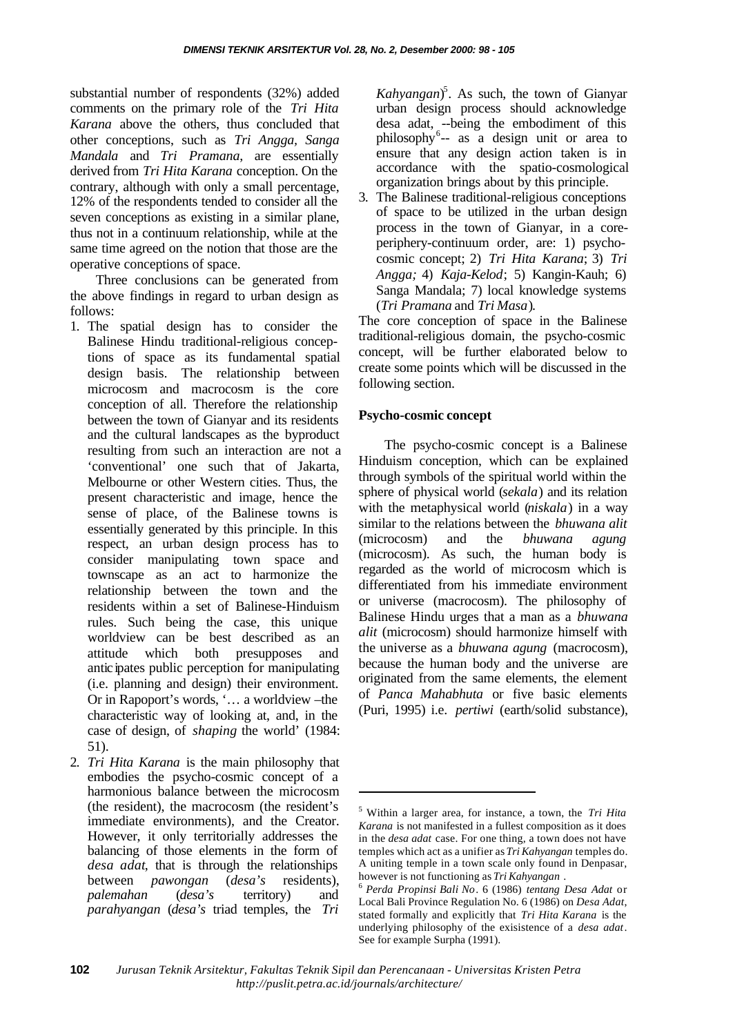substantial number of respondents (32%) added comments on the primary role of the *Tri Hita Karana* above the others, thus concluded that other conceptions, such as *Tri Angga, Sanga Mandala* and *Tri Pramana*, are essentially derived from *Tri Hita Karana* conception. On the contrary, although with only a small percentage, 12% of the respondents tended to consider all the seven conceptions as existing in a similar plane, thus not in a continuum relationship, while at the same time agreed on the notion that those are the operative conceptions of space.

Three conclusions can be generated from the above findings in regard to urban design as follows:

1. The spatial design has to consider the Balinese Hindu traditional-religious conceptions of space as its fundamental spatial design basis. The relationship between microcosm and macrocosm is the core conception of all. Therefore the relationship between the town of Gianyar and its residents and the cultural landscapes as the byproduct resulting from such an interaction are not a 'conventional' one such that of Jakarta, Melbourne or other Western cities. Thus, the present characteristic and image, hence the sense of place, of the Balinese towns is essentially generated by this principle. In this respect, an urban design process has to consider manipulating town space and townscape as an act to harmonize the relationship between the town and the residents within a set of Balinese-Hinduism rules. Such being the case, this unique worldview can be best described as an attitude which both presupposes and anticipates public perception for manipulating (i.e. planning and design) their environment. Or in Rapoport's words, '… a worldview –the characteristic way of looking at, and, in the case of design, of *shaping* the world' (1984: 51).
2. *Tri Hita Karana* is the main philosophy that embodies the psycho-cosmic concept of a harmonious balance between the microcosm (the resident), the macrocosm (the resident's immediate environments), and the Creator. However, it only territorially addresses the balancing of those elements in the form of *desa adat*, that is through the relationships between *pawongan* (*desa's* residents), *palemahan* (*desa's* territory) and *parahyangan* (*desa's* triad temples, the *Tri Kahyangan*)[5]. As such, the town of Gianyar urban design process should acknowledge desa adat, --being the embodiment of this philosophy[6]-- as a design unit or area to ensure that any design action taken is in accordance with the spatio-cosmological organization brings about by this principle.
3. The Balinese traditional-religious conceptions of space to be utilized in the urban design process in the town of Gianyar, in a core-periphery-continuum order, are: 1) psycho-cosmic concept; 2) *Tri Hita Karana*; 3) *Tri Angga;* 4) *Kaja-Kelod*; 5) Kangin-Kauh; 6) Sanga Mandala; 7) local knowledge systems (*Tri Pramana* and *Tri Masa*).

The core conception of space in the Balinese traditional-religious domain, the psycho-cosmic concept, will be further elaborated below to create some points which will be discussed in the following section.

### Psycho-cosmic concept

The psycho-cosmic concept is a Balinese Hinduism conception, which can be explained through symbols of the spiritual world within the sphere of physical world (*sekala*) and its relation with the metaphysical world (*niskala*) in a way similar to the relations between the *bhuwana alit* (microcosm) and the *bhuwana agung* (microcosm). As such, the human body is regarded as the world of microcosm which is differentiated from his immediate environment or universe (macrocosm). The philosophy of Balinese Hindu urges that a man as a *bhuwana alit* (microcosm) should harmonize himself with the universe as a *bhuwana agung* (macrocosm), because the human body and the universe are originated from the same elements, the element of *Panca Mahabhuta* or five basic elements (Puri, 1995) i.e. *pertiwi* (earth/solid substance),

---

[5] Within a larger area, for instance, a town, the *Tri Hita Karana* is not manifested in a fullest composition as it does in the *desa adat* case. For one thing, a town does not have temples which act as a unifier as *Tri Kahyangan* temples do. A uniting temple in a town scale only found in Denpasar, however is not functioning as *Tri Kahyangan* .

[6] *Perda Propinsi Bali No*. 6 (1986) *tentang Desa Adat* or Local Bali Province Regulation No. 6 (1986) on *Desa Adat,* stated formally and explicitly that *Tri Hita Karana* is the underlying philosophy of the exisistence of a *desa adat*. See for example Surpha (1991).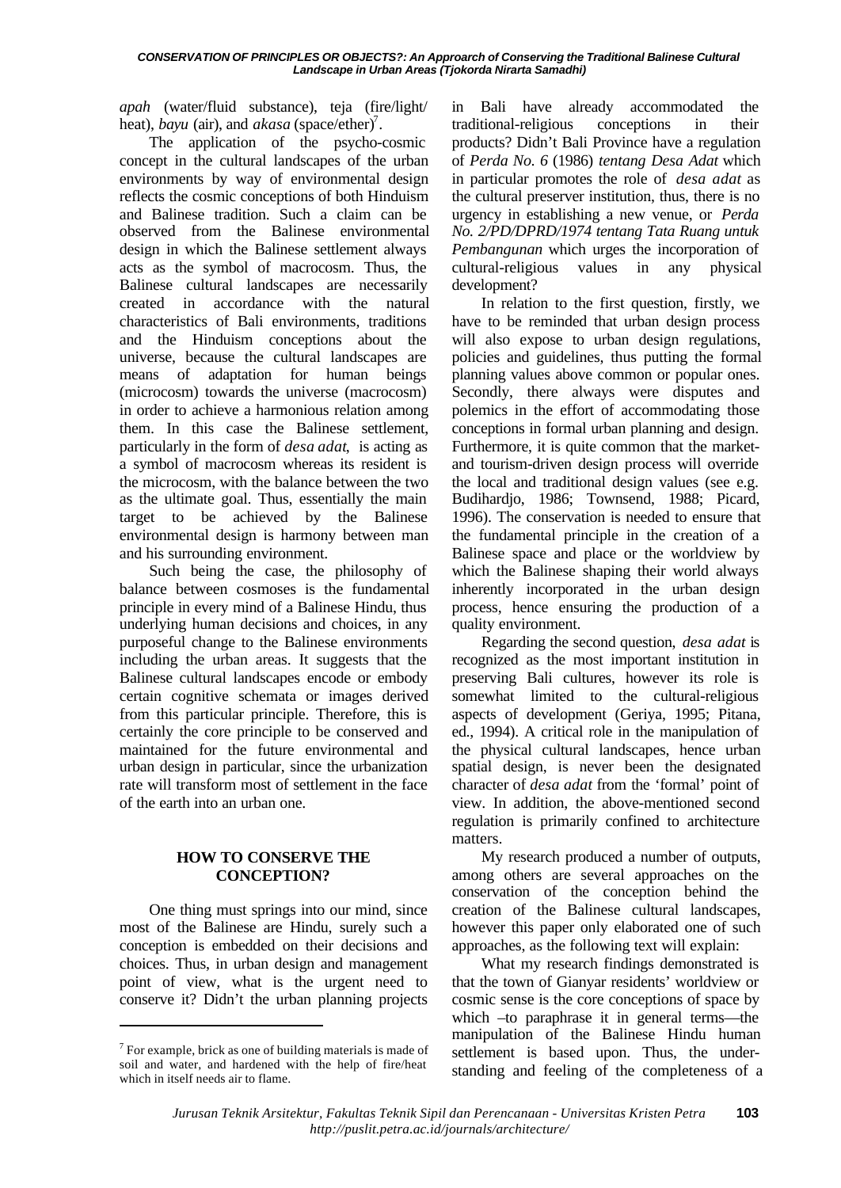*apah* (water/fluid substance), teja (fire/light/ heat), *bayu* (air), and *akasa* (space/ether)[7].

The application of the psycho-cosmic concept in the cultural landscapes of the urban environments by way of environmental design reflects the cosmic conceptions of both Hinduism and Balinese tradition. Such a claim can be observed from the Balinese environmental design in which the Balinese settlement always acts as the symbol of macrocosm. Thus, the Balinese cultural landscapes are necessarily created in accordance with the natural characteristics of Bali environments, traditions and the Hinduism conceptions about the universe, because the cultural landscapes are means of adaptation for human beings (microcosm) towards the universe (macrocosm) in order to achieve a harmonious relation among them. In this case the Balinese settlement, particularly in the form of *desa adat*, is acting as a symbol of macrocosm whereas its resident is the microcosm, with the balance between the two as the ultimate goal. Thus, essentially the main target to be achieved by the Balinese environmental design is harmony between man and his surrounding environment.

Such being the case, the philosophy of balance between cosmoses is the fundamental principle in every mind of a Balinese Hindu, thus underlying human decisions and choices, in any purposeful change to the Balinese environments including the urban areas. It suggests that the Balinese cultural landscapes encode or embody certain cognitive schemata or images derived from this particular principle. Therefore, this is certainly the core principle to be conserved and maintained for the future environmental and urban design in particular, since the urbanization rate will transform most of settlement in the face of the earth into an urban one.

## HOW TO CONSERVE THE CONCEPTION?

One thing must springs into our mind, since most of the Balinese are Hindu, surely such a conception is embedded on their decisions and choices. Thus, in urban design and management point of view, what is the urgent need to conserve it? Didn't the urban planning projects in Bali have already accommodated the traditional-religious conceptions in their products? Didn't Bali Province have a regulation of *Perda No. 6* (1986) *tentang Desa Adat* which in particular promotes the role of *desa adat* as the cultural preserver institution, thus, there is no urgency in establishing a new venue, or *Perda No. 2/PD/DPRD/1974 tentang Tata Ruang untuk Pembangunan* which urges the incorporation of cultural-religious values in any physical development?

In relation to the first question, firstly, we have to be reminded that urban design process will also expose to urban design regulations, policies and guidelines, thus putting the formal planning values above common or popular ones. Secondly, there always were disputes and polemics in the effort of accommodating those conceptions in formal urban planning and design. Furthermore, it is quite common that the market- and tourism-driven design process will override the local and traditional design values (see e.g. Budihardjo, 1986; Townsend, 1988; Picard, 1996). The conservation is needed to ensure that the fundamental principle in the creation of a Balinese space and place or the worldview by which the Balinese shaping their world always inherently incorporated in the urban design process, hence ensuring the production of a quality environment.

Regarding the second question, *desa adat* is recognized as the most important institution in preserving Bali cultures, however its role is somewhat limited to the cultural-religious aspects of development (Geriya, 1995; Pitana, ed., 1994). A critical role in the manipulation of the physical cultural landscapes, hence urban spatial design, is never been the designated character of *desa adat* from the 'formal' point of view. In addition, the above-mentioned second regulation is primarily confined to architecture matters.

My research produced a number of outputs, among others are several approaches on the conservation of the conception behind the creation of the Balinese cultural landscapes, however this paper only elaborated one of such approaches, as the following text will explain:

What my research findings demonstrated is that the town of Gianyar residents' worldview or cosmic sense is the core conceptions of space by which –to paraphrase it in general terms—the manipulation of the Balinese Hindu human settlement is based upon. Thus, the under-standing and feeling of the completeness of a

---

[7] For example, brick as one of building materials is made of soil and water, and hardened with the help of fire/heat which in itself needs air to flame.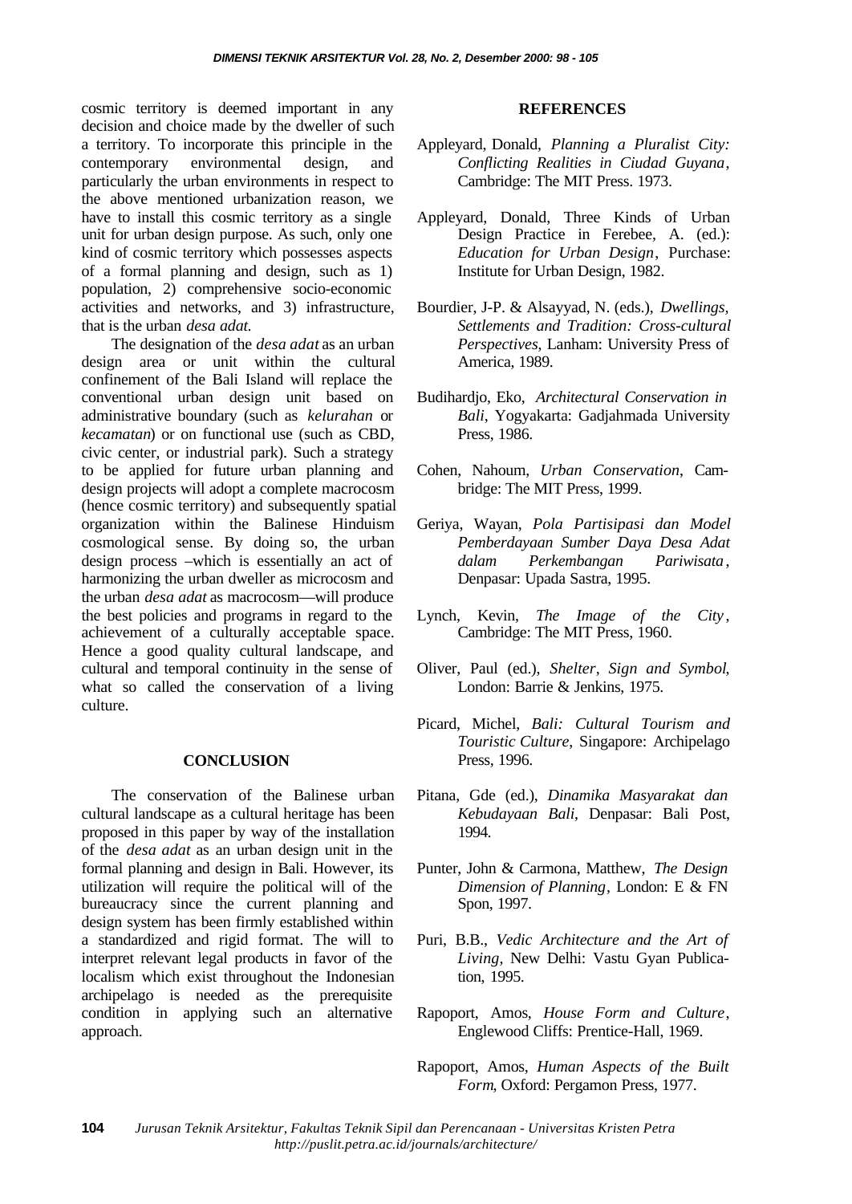cosmic territory is deemed important in any decision and choice made by the dweller of such a territory. To incorporate this principle in the contemporary environmental design, and particularly the urban environments in respect to the above mentioned urbanization reason, we have to install this cosmic territory as a single unit for urban design purpose. As such, only one kind of cosmic territory which possesses aspects of a formal planning and design, such as 1) population, 2) comprehensive socio-economic activities and networks, and 3) infrastructure, that is the urban *desa adat*.

The designation of the *desa adat* as an urban design area or unit within the cultural confinement of the Bali Island will replace the conventional urban design unit based on administrative boundary (such as *kelurahan* or *kecamatan*) or on functional use (such as CBD, civic center, or industrial park). Such a strategy to be applied for future urban planning and design projects will adopt a complete macrocosm (hence cosmic territory) and subsequently spatial organization within the Balinese Hinduism cosmological sense. By doing so, the urban design process –which is essentially an act of harmonizing the urban dweller as microcosm and the urban *desa adat* as macrocosm—will produce the best policies and programs in regard to the achievement of a culturally acceptable space. Hence a good quality cultural landscape, and cultural and temporal continuity in the sense of what so called the conservation of a living culture.

## CONCLUSION

The conservation of the Balinese urban cultural landscape as a cultural heritage has been proposed in this paper by way of the installation of the *desa adat* as an urban design unit in the formal planning and design in Bali. However, its utilization will require the political will of the bureaucracy since the current planning and design system has been firmly established within a standardized and rigid format. The will to interpret relevant legal products in favor of the localism which exist throughout the Indonesian archipelago is needed as the prerequisite condition in applying such an alternative approach.

## REFERENCES

Appleyard, Donald, *Planning a Pluralist City: Conflicting Realities in Ciudad Guyana*, Cambridge: The MIT Press. 1973.

Appleyard, Donald, Three Kinds of Urban Design Practice in Ferebee, A. (ed.): *Education for Urban Design*, Purchase: Institute for Urban Design, 1982.

Bourdier, J-P. & Alsayyad, N. (eds.), *Dwellings, Settlements and Tradition: Cross-cultural Perspectives*, Lanham: University Press of America, 1989.

Budihardjo, Eko, *Architectural Conservation in Bali*, Yogyakarta: Gadjahmada University Press, 1986.

Cohen, Nahoum, *Urban Conservation*, Cambridge: The MIT Press, 1999.

Geriya, Wayan, *Pola Partisipasi dan Model Pemberdayaan Sumber Daya Desa Adat dalam Perkembangan Pariwisata*, Denpasar: Upada Sastra, 1995.

Lynch, Kevin, *The Image of the City*, Cambridge: The MIT Press, 1960.

Oliver, Paul (ed.), *Shelter, Sign and Symbol*, London: Barrie & Jenkins, 1975.

Picard, Michel, *Bali: Cultural Tourism and Touristic Culture*, Singapore: Archipelago Press, 1996.

Pitana, Gde (ed.), *Dinamika Masyarakat dan Kebudayaan Bali*, Denpasar: Bali Post, 1994.

Punter, John & Carmona, Matthew, *The Design Dimension of Planning*, London: E & FN Spon, 1997.

Puri, B.B., *Vedic Architecture and the Art of Living*, New Delhi: Vastu Gyan Publication, 1995.

Rapoport, Amos, *House Form and Culture*, Englewood Cliffs: Prentice-Hall, 1969.

Rapoport, Amos, *Human Aspects of the Built Form*, Oxford: Pergamon Press, 1977.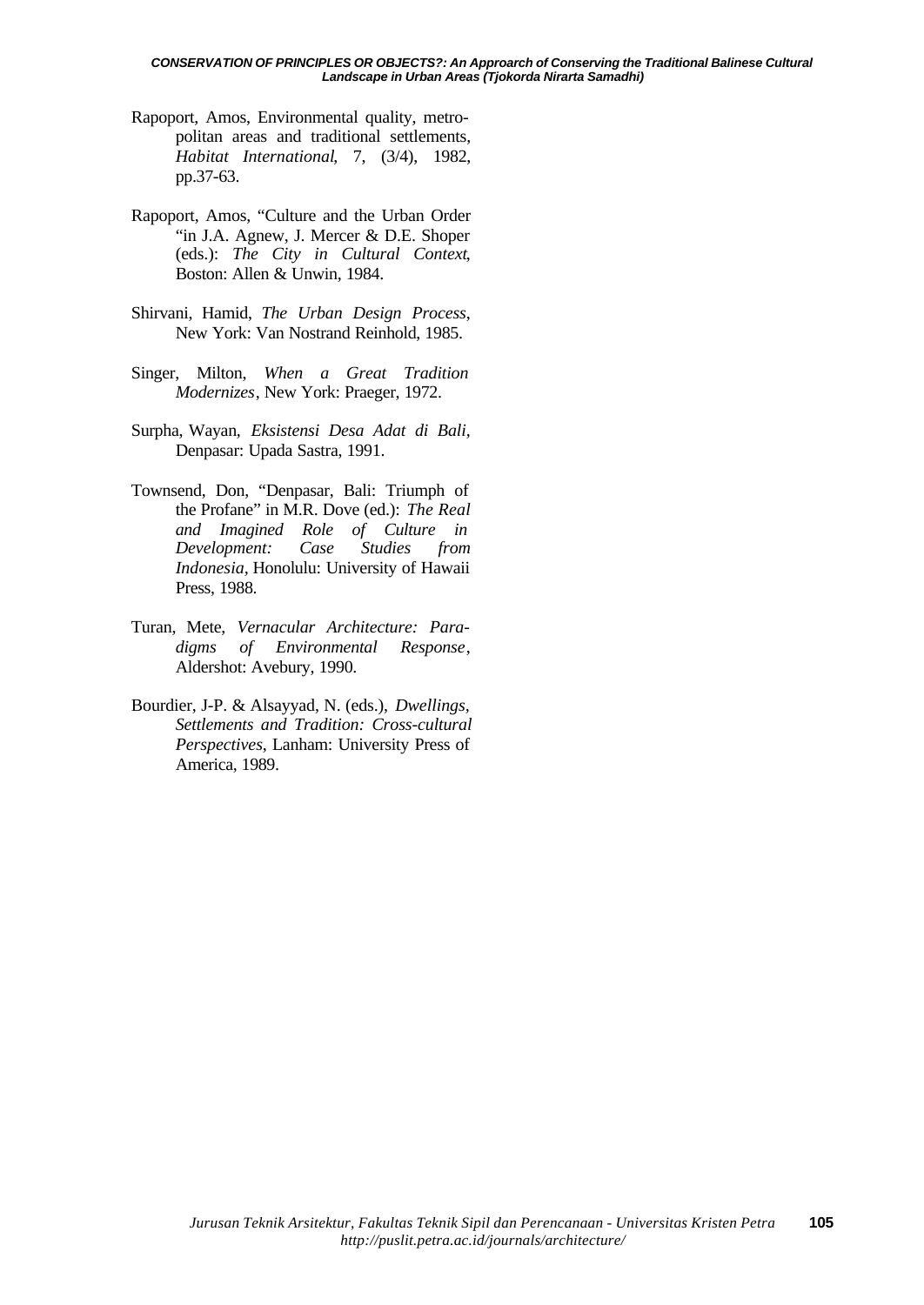Rapoport, Amos, Environmental quality, metropolitan areas and traditional settlements, *Habitat International*, 7, (3/4), 1982, pp.37-63.

Rapoport, Amos, "Culture and the Urban Order "in J.A. Agnew, J. Mercer & D.E. Shoper (eds.): *The City in Cultural Context*, Boston: Allen & Unwin, 1984.

Shirvani, Hamid, *The Urban Design Process*, New York: Van Nostrand Reinhold, 1985.

Singer, Milton, *When a Great Tradition Modernizes*, New York: Praeger, 1972.

Surpha, Wayan, *Eksistensi Desa Adat di Bali*, Denpasar: Upada Sastra, 1991.

Townsend, Don, "Denpasar, Bali: Triumph of the Profane" in M.R. Dove (ed.): *The Real and Imagined Role of Culture in Development: Case Studies from Indonesia*, Honolulu: University of Hawaii Press, 1988.

Turan, Mete, *Vernacular Architecture: Paradigms of Environmental Response*, Aldershot: Avebury, 1990.

Bourdier, J-P. & Alsayyad, N. (eds.), *Dwellings, Settlements and Tradition: Cross-cultural Perspectives*, Lanham: University Press of America, 1989.